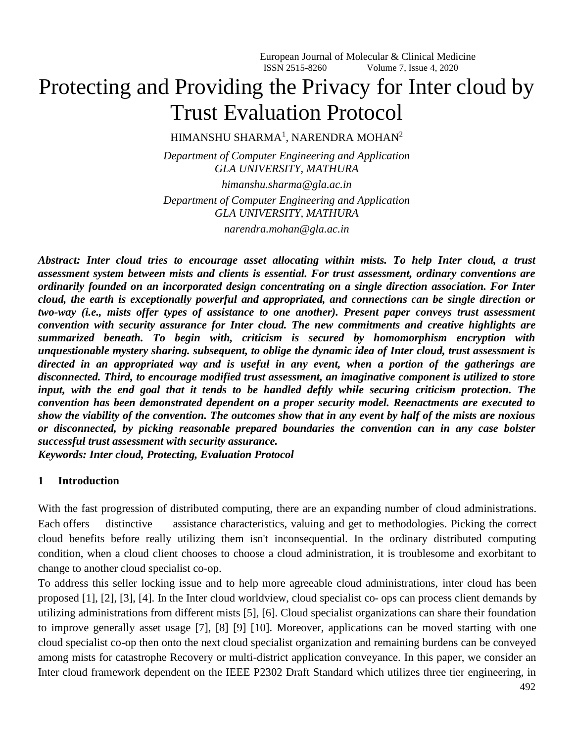# Protecting and Providing the Privacy for Inter cloud by Trust Evaluation Protocol

HIMANSHU SHARMA[1], NARENDRA MOHAN[2]

*Department of Computer Engineering and Application*
*GLA UNIVERSITY, MATHURA*
*himanshu.sharma@gla.ac.in*

*Department of Computer Engineering and Application*
*GLA UNIVERSITY, MATHURA*
*narendra.mohan@gla.ac.in*

***Abstract: Inter cloud tries to encourage asset allocating within mists. To help Inter cloud, a trust assessment system between mists and clients is essential. For trust assessment, ordinary conventions are ordinarily founded on an incorporated design concentrating on a single direction association. For Inter cloud, the earth is exceptionally powerful and appropriated, and connections can be single direction or two-way (i.e., mists offer types of assistance to one another). Present paper conveys trust assessment convention with security assurance for Inter cloud. The new commitments and creative highlights are summarized beneath. To begin with, criticism is secured by homomorphism encryption with unquestionable mystery sharing. subsequent, to oblige the dynamic idea of Inter cloud, trust assessment is directed in an appropriated way and is useful in any event, when a portion of the gatherings are disconnected. Third, to encourage modified trust assessment, an imaginative component is utilized to store input, with the end goal that it tends to be handled deftly while securing criticism protection. The convention has been demonstrated dependent on a proper security model. Reenactments are executed to show the viability of the convention. The outcomes show that in any event by half of the mists are noxious or disconnected, by picking reasonable prepared boundaries the convention can in any case bolster successful trust assessment with security assurance.***

***Keywords: Inter cloud, Protecting, Evaluation Protocol***

## 1 Introduction

With the fast progression of distributed computing, there are an expanding number of cloud administrations. Each offers distinctive assistance characteristics, valuing and get to methodologies. Picking the correct cloud benefits before really utilizing them isn't inconsequential. In the ordinary distributed computing condition, when a cloud client chooses to choose a cloud administration, it is troublesome and exorbitant to change to another cloud specialist co-op.

To address this seller locking issue and to help more agreeable cloud administrations, inter cloud has been proposed [1], [2], [3], [4]. In the Inter cloud worldview, cloud specialist co- ops can process client demands by utilizing administrations from different mists [5], [6]. Cloud specialist organizations can share their foundation to improve generally asset usage [7], [8] [9] [10]. Moreover, applications can be moved starting with one cloud specialist co-op then onto the next cloud specialist organization and remaining burdens can be conveyed among mists for catastrophe Recovery or multi-district application conveyance. In this paper, we consider an Inter cloud framework dependent on the IEEE P2302 Draft Standard which utilizes three tier engineering, in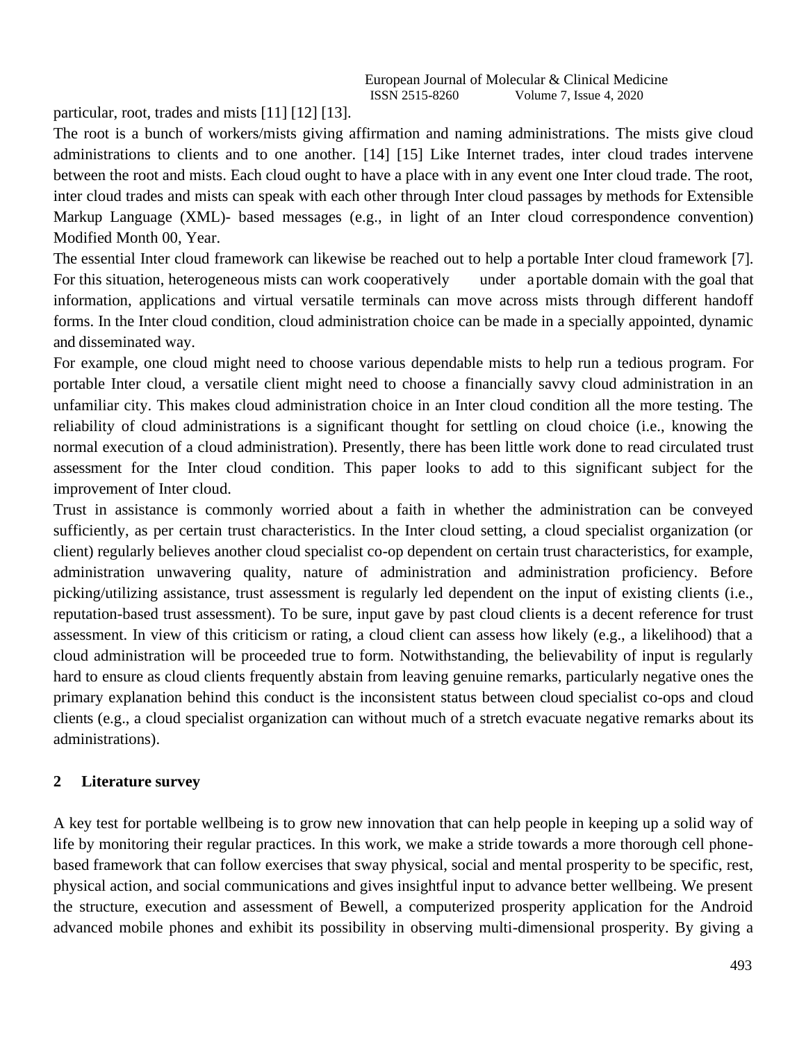particular, root, trades and mists [11] [12] [13].

The root is a bunch of workers/mists giving affirmation and naming administrations. The mists give cloud administrations to clients and to one another. [14] [15] Like Internet trades, inter cloud trades intervene between the root and mists. Each cloud ought to have a place with in any event one Inter cloud trade. The root, inter cloud trades and mists can speak with each other through Inter cloud passages by methods for Extensible Markup Language (XML)- based messages (e.g., in light of an Inter cloud correspondence convention) Modified Month 00, Year.

The essential Inter cloud framework can likewise be reached out to help a portable Inter cloud framework [7]. For this situation, heterogeneous mists can work cooperatively under a portable domain with the goal that information, applications and virtual versatile terminals can move across mists through different handoff forms. In the Inter cloud condition, cloud administration choice can be made in a specially appointed, dynamic and disseminated way.

For example, one cloud might need to choose various dependable mists to help run a tedious program. For portable Inter cloud, a versatile client might need to choose a financially savvy cloud administration in an unfamiliar city. This makes cloud administration choice in an Inter cloud condition all the more testing. The reliability of cloud administrations is a significant thought for settling on cloud choice (i.e., knowing the normal execution of a cloud administration). Presently, there has been little work done to read circulated trust assessment for the Inter cloud condition. This paper looks to add to this significant subject for the improvement of Inter cloud.

Trust in assistance is commonly worried about a faith in whether the administration can be conveyed sufficiently, as per certain trust characteristics. In the Inter cloud setting, a cloud specialist organization (or client) regularly believes another cloud specialist co-op dependent on certain trust characteristics, for example, administration unwavering quality, nature of administration and administration proficiency. Before picking/utilizing assistance, trust assessment is regularly led dependent on the input of existing clients (i.e., reputation-based trust assessment). To be sure, input gave by past cloud clients is a decent reference for trust assessment. In view of this criticism or rating, a cloud client can assess how likely (e.g., a likelihood) that a cloud administration will be proceeded true to form. Notwithstanding, the believability of input is regularly hard to ensure as cloud clients frequently abstain from leaving genuine remarks, particularly negative ones the primary explanation behind this conduct is the inconsistent status between cloud specialist co-ops and cloud clients (e.g., a cloud specialist organization can without much of a stretch evacuate negative remarks about its administrations).

## 2 Literature survey

A key test for portable wellbeing is to grow new innovation that can help people in keeping up a solid way of life by monitoring their regular practices. In this work, we make a stride towards a more thorough cell phone-based framework that can follow exercises that sway physical, social and mental prosperity to be specific, rest, physical action, and social communications and gives insightful input to advance better wellbeing. We present the structure, execution and assessment of Bewell, a computerized prosperity application for the Android advanced mobile phones and exhibit its possibility in observing multi-dimensional prosperity. By giving a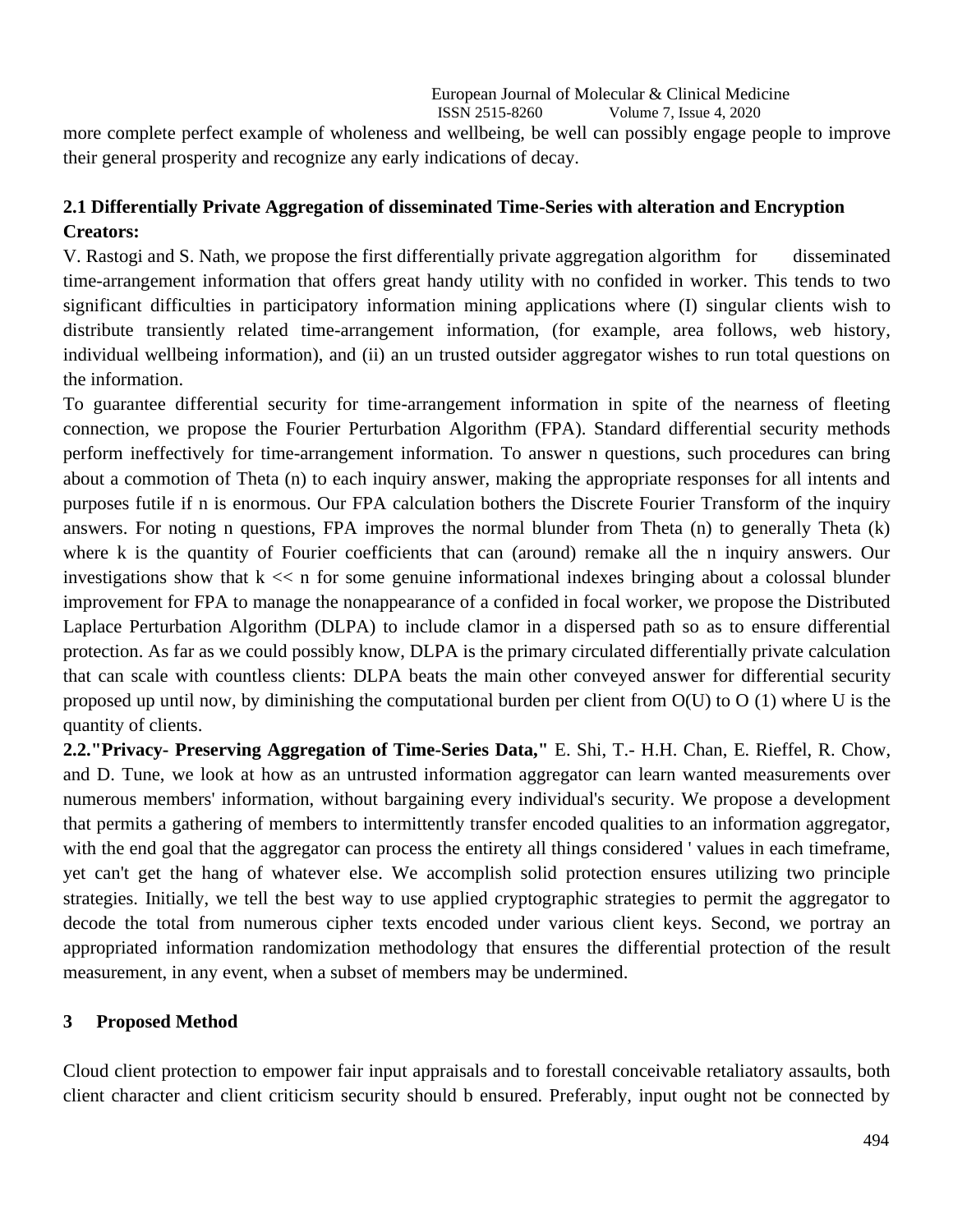more complete perfect example of wholeness and wellbeing, be well can possibly engage people to improve their general prosperity and recognize any early indications of decay.

## 2.1 Differentially Private Aggregation of disseminated Time-Series with alteration and Encryption Creators:

V. Rastogi and S. Nath, we propose the first differentially private aggregation algorithm for disseminated time-arrangement information that offers great handy utility with no confided in worker. This tends to two significant difficulties in participatory information mining applications where (I) singular clients wish to distribute transiently related time-arrangement information, (for example, area follows, web history, individual wellbeing information), and (ii) an un trusted outsider aggregator wishes to run total questions on the information.

To guarantee differential security for time-arrangement information in spite of the nearness of fleeting connection, we propose the Fourier Perturbation Algorithm (FPA). Standard differential security methods perform ineffectively for time-arrangement information. To answer n questions, such procedures can bring about a commotion of Theta (n) to each inquiry answer, making the appropriate responses for all intents and purposes futile if n is enormous. Our FPA calculation bothers the Discrete Fourier Transform of the inquiry answers. For noting n questions, FPA improves the normal blunder from Theta (n) to generally Theta (k) where k is the quantity of Fourier coefficients that can (around) remake all the n inquiry answers. Our investigations show that $k << n$ for some genuine informational indexes bringing about a colossal blunder improvement for FPA to manage the nonappearance of a confided in focal worker, we propose the Distributed Laplace Perturbation Algorithm (DLPA) to include clamor in a dispersed path so as to ensure differential protection. As far as we could possibly know, DLPA is the primary circulated differentially private calculation that can scale with countless clients: DLPA beats the main other conveyed answer for differential security proposed up until now, by diminishing the computational burden per client from O(U) to O (1) where U is the quantity of clients.

**2.2."Privacy- Preserving Aggregation of Time-Series Data,"** E. Shi, T.- H.H. Chan, E. Rieffel, R. Chow, and D. Tune, we look at how as an untrusted information aggregator can learn wanted measurements over numerous members' information, without bargaining every individual's security. We propose a development that permits a gathering of members to intermittently transfer encoded qualities to an information aggregator, with the end goal that the aggregator can process the entirety all things considered ' values in each timeframe, yet can't get the hang of whatever else. We accomplish solid protection ensures utilizing two principle strategies. Initially, we tell the best way to use applied cryptographic strategies to permit the aggregator to decode the total from numerous cipher texts encoded under various client keys. Second, we portray an appropriated information randomization methodology that ensures the differential protection of the result measurement, in any event, when a subset of members may be undermined.

## 3 Proposed Method

Cloud client protection to empower fair input appraisals and to forestall conceivable retaliatory assaults, both client character and client criticism security should b ensured. Preferably, input ought not be connected by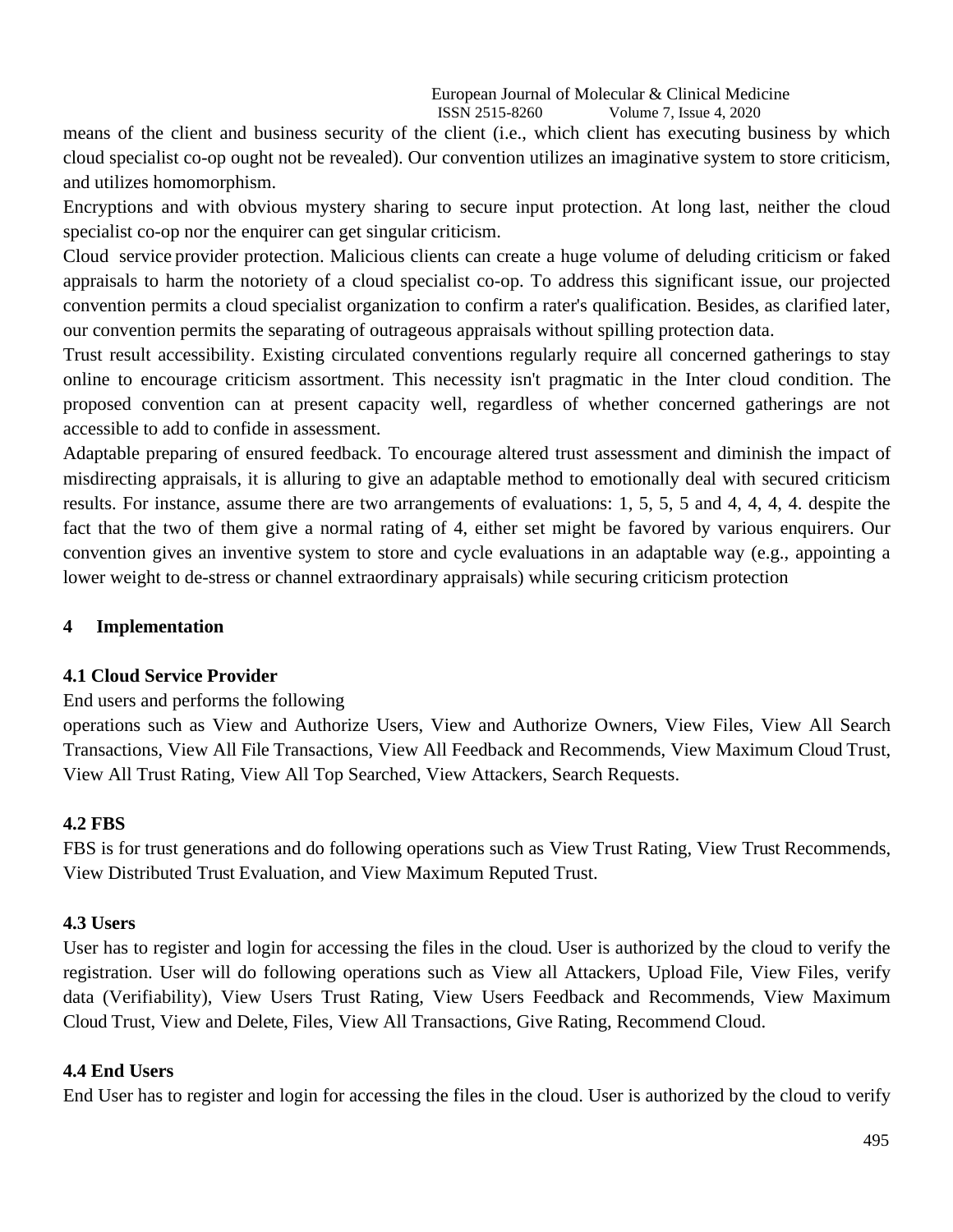means of the client and business security of the client (i.e., which client has executing business by which cloud specialist co-op ought not be revealed). Our convention utilizes an imaginative system to store criticism, and utilizes homomorphism.

Encryptions and with obvious mystery sharing to secure input protection. At long last, neither the cloud specialist co-op nor the enquirer can get singular criticism.

Cloud service provider protection. Malicious clients can create a huge volume of deluding criticism or faked appraisals to harm the notoriety of a cloud specialist co-op. To address this significant issue, our projected convention permits a cloud specialist organization to confirm a rater's qualification. Besides, as clarified later, our convention permits the separating of outrageous appraisals without spilling protection data.

Trust result accessibility. Existing circulated conventions regularly require all concerned gatherings to stay online to encourage criticism assortment. This necessity isn't pragmatic in the Inter cloud condition. The proposed convention can at present capacity well, regardless of whether concerned gatherings are not accessible to add to confide in assessment.

Adaptable preparing of ensured feedback. To encourage altered trust assessment and diminish the impact of misdirecting appraisals, it is alluring to give an adaptable method to emotionally deal with secured criticism results. For instance, assume there are two arrangements of evaluations: 1, 5, 5, 5 and 4, 4, 4, 4. despite the fact that the two of them give a normal rating of 4, either set might be favored by various enquirers. Our convention gives an inventive system to store and cycle evaluations in an adaptable way (e.g., appointing a lower weight to de-stress or channel extraordinary appraisals) while securing criticism protection

# 4 Implementation

## 4.1 Cloud Service Provider

End users and performs the following

operations such as View and Authorize Users, View and Authorize Owners, View Files, View All Search Transactions, View All File Transactions, View All Feedback and Recommends, View Maximum Cloud Trust, View All Trust Rating, View All Top Searched, View Attackers, Search Requests.

## 4.2 FBS

FBS is for trust generations and do following operations such as View Trust Rating, View Trust Recommends, View Distributed Trust Evaluation, and View Maximum Reputed Trust.

## 4.3 Users

User has to register and login for accessing the files in the cloud. User is authorized by the cloud to verify the registration. User will do following operations such as View all Attackers, Upload File, View Files, verify data (Verifiability), View Users Trust Rating, View Users Feedback and Recommends, View Maximum Cloud Trust, View and Delete, Files, View All Transactions, Give Rating, Recommend Cloud.

## 4.4 End Users

End User has to register and login for accessing the files in the cloud. User is authorized by the cloud to verify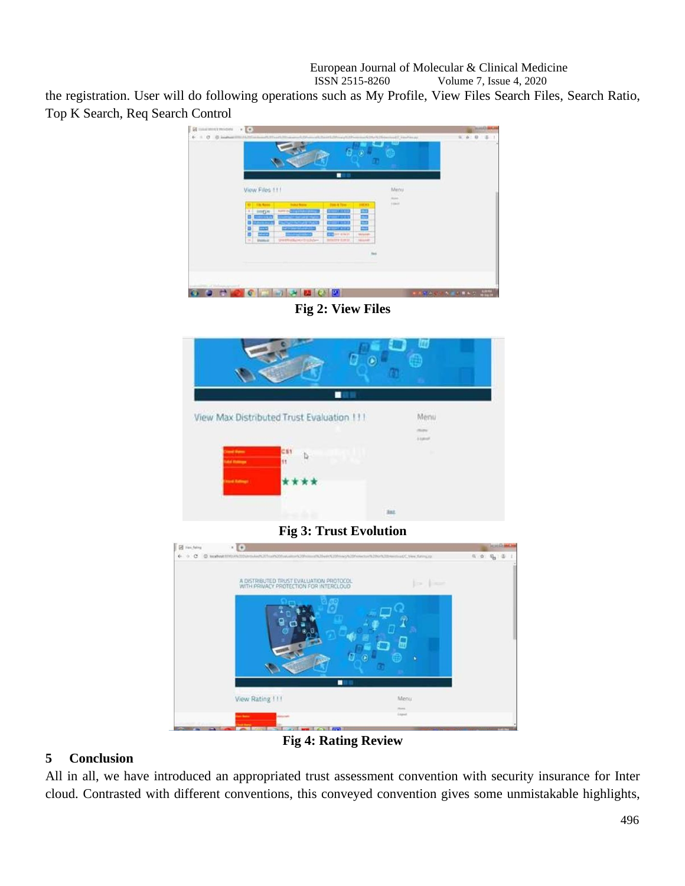the registration. User will do following operations such as My Profile, View Files Search Files, Search Ratio, Top K Search, Req Search Control

Fig 2: View Files

Fig 3: Trust Evolution

Fig 4: Rating Review

## 5 Conclusion

All in all, we have introduced an appropriated trust assessment convention with security insurance for Inter cloud. Contrasted with different conventions, this conveyed convention gives some unmistakable highlights,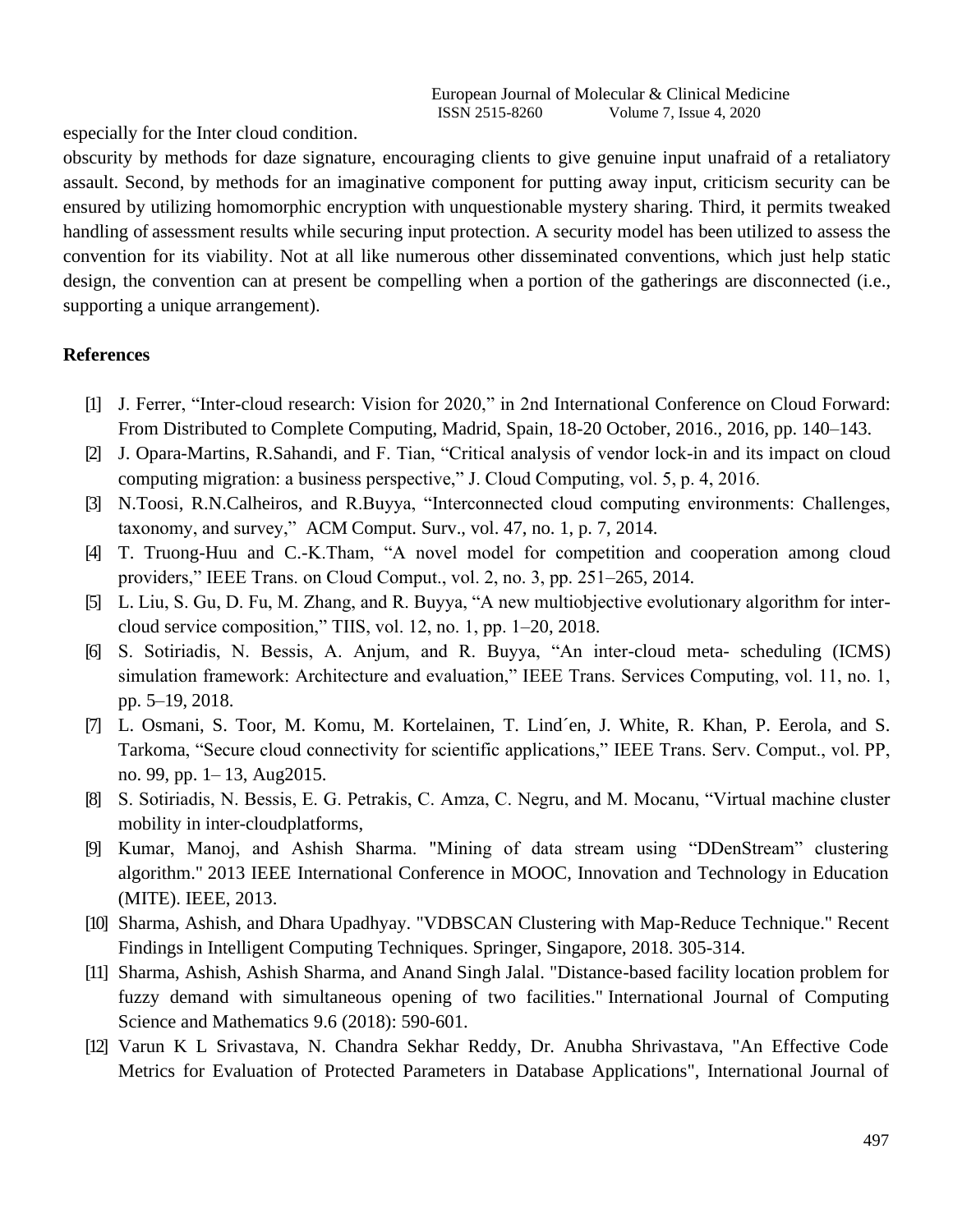especially for the Inter cloud condition.

obscurity by methods for daze signature, encouraging clients to give genuine input unafraid of a retaliatory assault. Second, by methods for an imaginative component for putting away input, criticism security can be ensured by utilizing homomorphic encryption with unquestionable mystery sharing. Third, it permits tweaked handling of assessment results while securing input protection. A security model has been utilized to assess the convention for its viability. Not at all like numerous other disseminated conventions, which just help static design, the convention can at present be compelling when a portion of the gatherings are disconnected (i.e., supporting a unique arrangement).

## References

[1] J. Ferrer, "Inter-cloud research: Vision for 2020," in 2nd International Conference on Cloud Forward: From Distributed to Complete Computing, Madrid, Spain, 18-20 October, 2016., 2016, pp. 140–143.

[2] J. Opara-Martins, R.Sahandi, and F. Tian, "Critical analysis of vendor lock-in and its impact on cloud computing migration: a business perspective," J. Cloud Computing, vol. 5, p. 4, 2016.

[3] N.Toosi, R.N.Calheiros, and R.Buyya, "Interconnected cloud computing environments: Challenges, taxonomy, and survey," ACM Comput. Surv., vol. 47, no. 1, p. 7, 2014.

[4] T. Truong-Huu and C.-K.Tham, "A novel model for competition and cooperation among cloud providers," IEEE Trans. on Cloud Comput., vol. 2, no. 3, pp. 251–265, 2014.

[5] L. Liu, S. Gu, D. Fu, M. Zhang, and R. Buyya, "A new multiobjective evolutionary algorithm for inter-cloud service composition," TIIS, vol. 12, no. 1, pp. 1–20, 2018.

[6] S. Sotiriadis, N. Bessis, A. Anjum, and R. Buyya, "An inter-cloud meta- scheduling (ICMS) simulation framework: Architecture and evaluation," IEEE Trans. Services Computing, vol. 11, no. 1, pp. 5–19, 2018.

[7] L. Osmani, S. Toor, M. Komu, M. Kortelainen, T. Lind´en, J. White, R. Khan, P. Eerola, and S. Tarkoma, "Secure cloud connectivity for scientific applications," IEEE Trans. Serv. Comput., vol. PP, no. 99, pp. 1– 13, Aug2015.

[8] S. Sotiriadis, N. Bessis, E. G. Petrakis, C. Amza, C. Negru, and M. Mocanu, "Virtual machine cluster mobility in inter-cloudplatforms,

[9] Kumar, Manoj, and Ashish Sharma. "Mining of data stream using "DDenStream" clustering algorithm." 2013 IEEE International Conference in MOOC, Innovation and Technology in Education (MITE). IEEE, 2013.

[10] Sharma, Ashish, and Dhara Upadhyay. "VDBSCAN Clustering with Map-Reduce Technique." Recent Findings in Intelligent Computing Techniques. Springer, Singapore, 2018. 305-314.

[11] Sharma, Ashish, Ashish Sharma, and Anand Singh Jalal. "Distance-based facility location problem for fuzzy demand with simultaneous opening of two facilities." International Journal of Computing Science and Mathematics 9.6 (2018): 590-601.

[12] Varun K L Srivastava, N. Chandra Sekhar Reddy, Dr. Anubha Shrivastava, "An Effective Code Metrics for Evaluation of Protected Parameters in Database Applications", International Journal of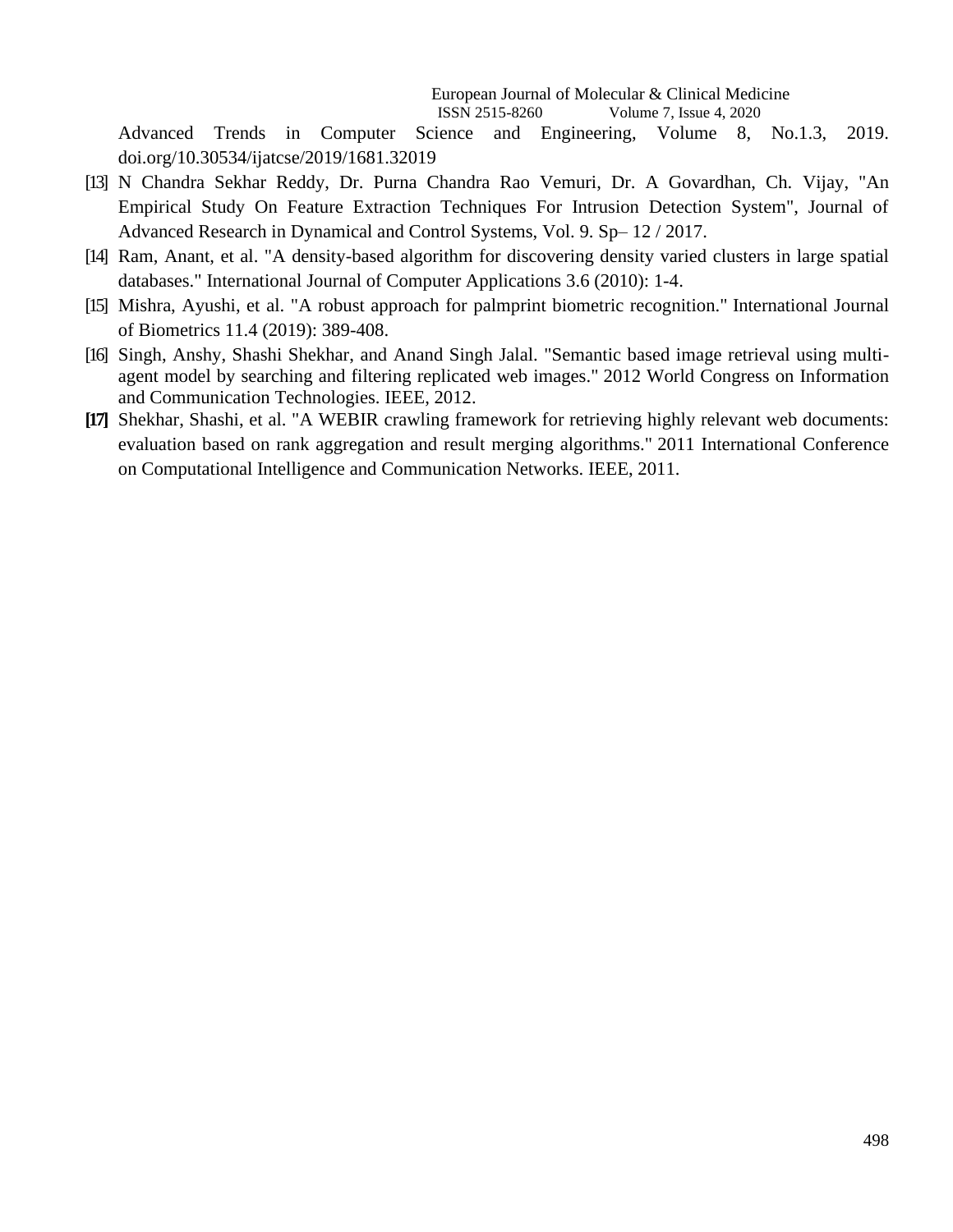Advanced Trends in Computer Science and Engineering, Volume 8, No.1.3, 2019. doi.org/10.30534/ijatcse/2019/1681.32019

[13] N Chandra Sekhar Reddy, Dr. Purna Chandra Rao Vemuri, Dr. A Govardhan, Ch. Vijay, "An Empirical Study On Feature Extraction Techniques For Intrusion Detection System", Journal of Advanced Research in Dynamical and Control Systems, Vol. 9. Sp– 12 / 2017.

[14] Ram, Anant, et al. "A density-based algorithm for discovering density varied clusters in large spatial databases." International Journal of Computer Applications 3.6 (2010): 1-4.

[15] Mishra, Ayushi, et al. "A robust approach for palmprint biometric recognition." International Journal of Biometrics 11.4 (2019): 389-408.

[16] Singh, Anshy, Shashi Shekhar, and Anand Singh Jalal. "Semantic based image retrieval using multi-agent model by searching and filtering replicated web images." 2012 World Congress on Information and Communication Technologies. IEEE, 2012.

**[17]** Shekhar, Shashi, et al. "A WEBIR crawling framework for retrieving highly relevant web documents: evaluation based on rank aggregation and result merging algorithms." 2011 International Conference on Computational Intelligence and Communication Networks. IEEE, 2011.